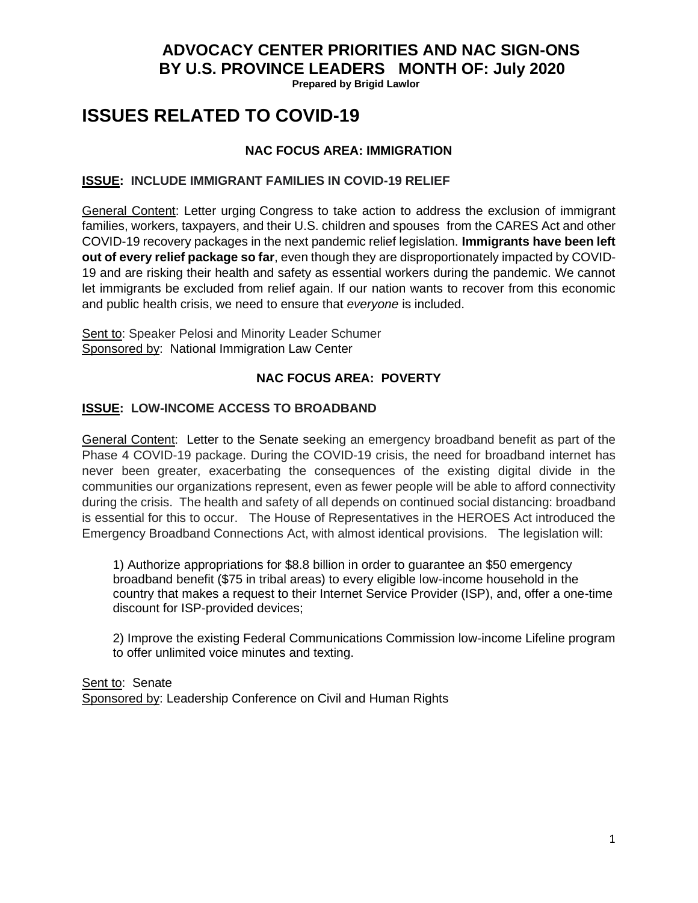# ADVOCACY CENTER PRIORITIES AND NAC SIGN-ONS BY U.S. PROVINCE LEADERS MONTH OF: July 2020

**Prepared by Brigid Lawlor**

# ISSUES RELATED TO COVID-19

### NAC FOCUS AREA: IMMIGRATION

**ISSUE: INCLUDE IMMIGRANT FAMILIES IN COVID-19 RELIEF**

General Content: Letter urging Congress to take action to address the exclusion of immigrant families, workers, taxpayers, and their U.S. children and spouses from the CARES Act and other COVID-19 recovery packages in the next pandemic relief legislation. **Immigrants have been left out of every relief package so far**, even though they are disproportionately impacted by COVID-19 and are risking their health and safety as essential workers during the pandemic. We cannot let immigrants be excluded from relief again. If our nation wants to recover from this economic and public health crisis, we need to ensure that *everyone* is included.

Sent to: Speaker Pelosi and Minority Leader Schumer
Sponsored by: National Immigration Law Center

### NAC FOCUS AREA: POVERTY

**ISSUE: LOW-INCOME ACCESS TO BROADBAND**

General Content: Letter to the Senate seeking an emergency broadband benefit as part of the Phase 4 COVID-19 package. During the COVID-19 crisis, the need for broadband internet has never been greater, exacerbating the consequences of the existing digital divide in the communities our organizations represent, even as fewer people will be able to afford connectivity during the crisis. The health and safety of all depends on continued social distancing: broadband is essential for this to occur. The House of Representatives in the HEROES Act introduced the Emergency Broadband Connections Act, with almost identical provisions. The legislation will:

1) Authorize appropriations for $8.8 billion in order to guarantee an $50 emergency broadband benefit ($75 in tribal areas) to every eligible low-income household in the country that makes a request to their Internet Service Provider (ISP), and, offer a one-time discount for ISP-provided devices;

2) Improve the existing Federal Communications Commission low-income Lifeline program to offer unlimited voice minutes and texting.

Sent to: Senate
Sponsored by: Leadership Conference on Civil and Human Rights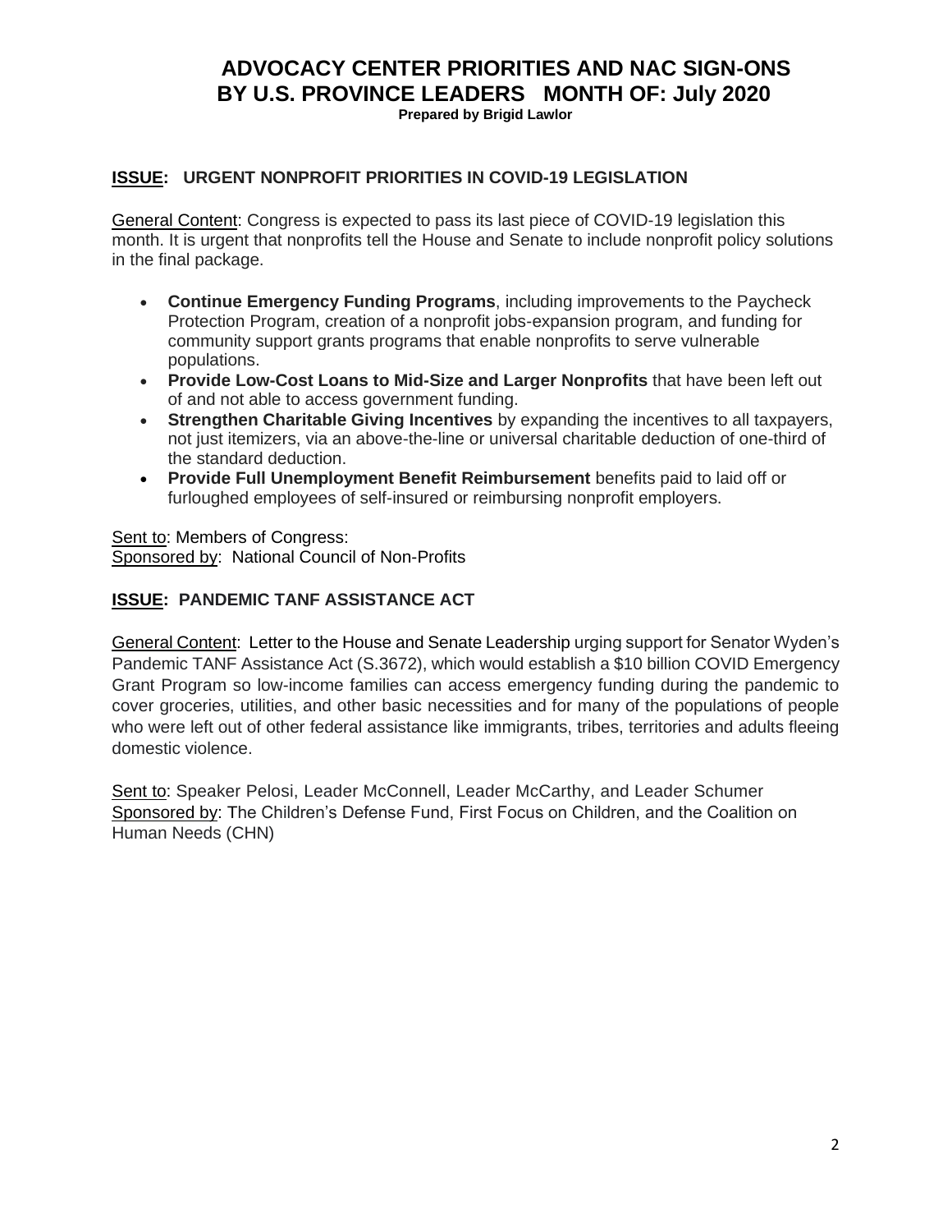# ADVOCACY CENTER PRIORITIES AND NAC SIGN-ONS BY U.S. PROVINCE LEADERS MONTH OF: July 2020

**Prepared by Brigid Lawlor**

## ISSUE: URGENT NONPROFIT PRIORITIES IN COVID-19 LEGISLATION

General Content: Congress is expected to pass its last piece of COVID-19 legislation this month. It is urgent that nonprofits tell the House and Senate to include nonprofit policy solutions in the final package.

- **Continue Emergency Funding Programs**, including improvements to the Paycheck Protection Program, creation of a nonprofit jobs-expansion program, and funding for community support grants programs that enable nonprofits to serve vulnerable populations.
- **Provide Low-Cost Loans to Mid-Size and Larger Nonprofits** that have been left out of and not able to access government funding.
- **Strengthen Charitable Giving Incentives** by expanding the incentives to all taxpayers, not just itemizers, via an above-the-line or universal charitable deduction of one-third of the standard deduction.
- **Provide Full Unemployment Benefit Reimbursement** benefits paid to laid off or furloughed employees of self-insured or reimbursing nonprofit employers.

Sent to: Members of Congress:
Sponsored by: National Council of Non-Profits

## ISSUE: PANDEMIC TANF ASSISTANCE ACT

General Content: Letter to the House and Senate Leadership urging support for Senator Wyden's Pandemic TANF Assistance Act (S.3672), which would establish a $10 billion COVID Emergency Grant Program so low-income families can access emergency funding during the pandemic to cover groceries, utilities, and other basic necessities and for many of the populations of people who were left out of other federal assistance like immigrants, tribes, territories and adults fleeing domestic violence.

Sent to: Speaker Pelosi, Leader McConnell, Leader McCarthy, and Leader Schumer
Sponsored by: The Children's Defense Fund, First Focus on Children, and the Coalition on Human Needs (CHN)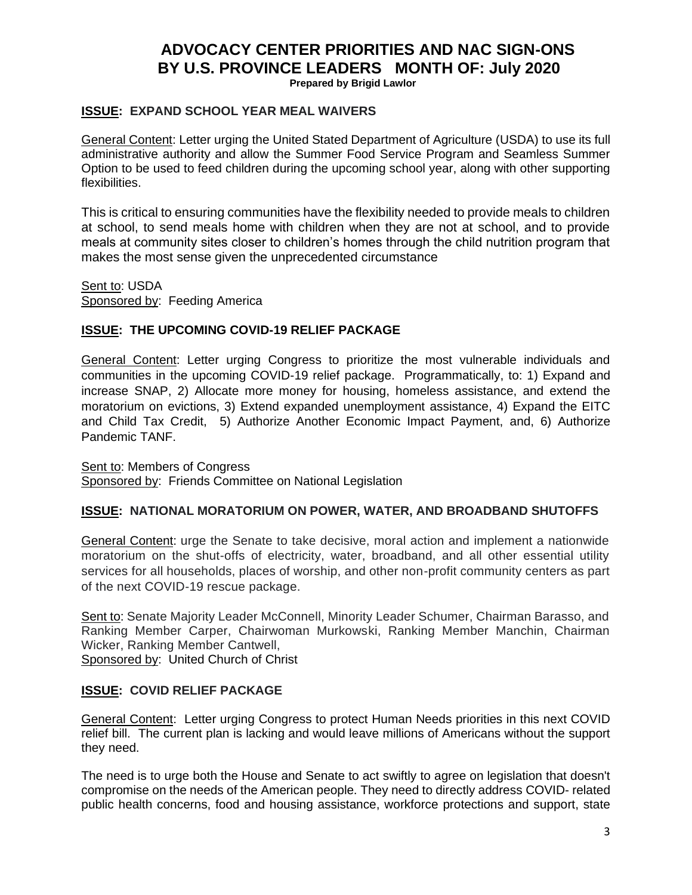# ADVOCACY CENTER PRIORITIES AND NAC SIGN-ONS BY U.S. PROVINCE LEADERS MONTH OF: July 2020

**Prepared by Brigid Lawlor**

## ISSUE: EXPAND SCHOOL YEAR MEAL WAIVERS

General Content: Letter urging the United Stated Department of Agriculture (USDA) to use its full administrative authority and allow the Summer Food Service Program and Seamless Summer Option to be used to feed children during the upcoming school year, along with other supporting flexibilities.

This is critical to ensuring communities have the flexibility needed to provide meals to children at school, to send meals home with children when they are not at school, and to provide meals at community sites closer to children's homes through the child nutrition program that makes the most sense given the unprecedented circumstance

Sent to: USDA
Sponsored by: Feeding America

## ISSUE: THE UPCOMING COVID-19 RELIEF PACKAGE

General Content: Letter urging Congress to prioritize the most vulnerable individuals and communities in the upcoming COVID-19 relief package. Programmatically, to: 1) Expand and increase SNAP, 2) Allocate more money for housing, homeless assistance, and extend the moratorium on evictions, 3) Extend expanded unemployment assistance, 4) Expand the EITC and Child Tax Credit, 5) Authorize Another Economic Impact Payment, and, 6) Authorize Pandemic TANF.

Sent to: Members of Congress
Sponsored by: Friends Committee on National Legislation

## ISSUE: NATIONAL MORATORIUM ON POWER, WATER, AND BROADBAND SHUTOFFS

General Content: urge the Senate to take decisive, moral action and implement a nationwide moratorium on the shut-offs of electricity, water, broadband, and all other essential utility services for all households, places of worship, and other non-profit community centers as part of the next COVID-19 rescue package.

Sent to: Senate Majority Leader McConnell, Minority Leader Schumer, Chairman Barasso, and Ranking Member Carper, Chairwoman Murkowski, Ranking Member Manchin, Chairman Wicker, Ranking Member Cantwell,
Sponsored by: United Church of Christ

## ISSUE: COVID RELIEF PACKAGE

General Content: Letter urging Congress to protect Human Needs priorities in this next COVID relief bill. The current plan is lacking and would leave millions of Americans without the support they need.

The need is to urge both the House and Senate to act swiftly to agree on legislation that doesn't compromise on the needs of the American people. They need to directly address COVID- related public health concerns, food and housing assistance, workforce protections and support, state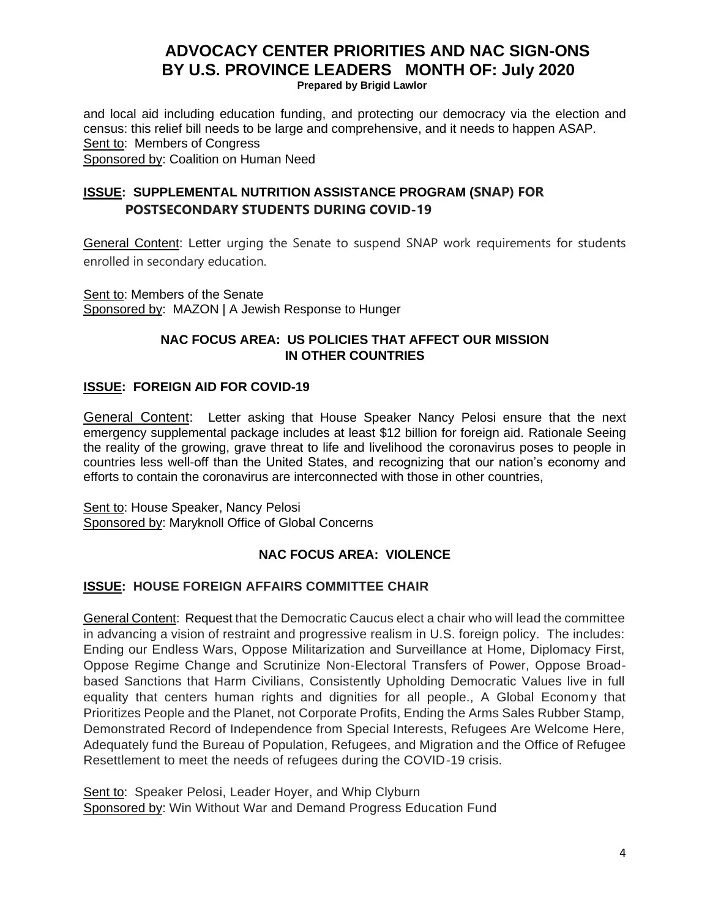and local aid including education funding, and protecting our democracy via the election and census: this relief bill needs to be large and comprehensive, and it needs to happen ASAP.
Sent to: Members of Congress
Sponsored by: Coalition on Human Need

### ISSUE: SUPPLEMENTAL NUTRITION ASSISTANCE PROGRAM (SNAP) FOR POSTSECONDARY STUDENTS DURING COVID-19

General Content: Letter urging the Senate to suspend SNAP work requirements for students enrolled in secondary education.

Sent to: Members of the Senate
Sponsored by: MAZON | A Jewish Response to Hunger

## NAC FOCUS AREA: US POLICIES THAT AFFECT OUR MISSION IN OTHER COUNTRIES

### ISSUE: FOREIGN AID FOR COVID-19

General Content: Letter asking that House Speaker Nancy Pelosi ensure that the next emergency supplemental package includes at least $12 billion for foreign aid. Rationale Seeing the reality of the growing, grave threat to life and livelihood the coronavirus poses to people in countries less well-off than the United States, and recognizing that our nation's economy and efforts to contain the coronavirus are interconnected with those in other countries,

Sent to: House Speaker, Nancy Pelosi
Sponsored by: Maryknoll Office of Global Concerns

## NAC FOCUS AREA: VIOLENCE

### ISSUE: HOUSE FOREIGN AFFAIRS COMMITTEE CHAIR

General Content: Request that the Democratic Caucus elect a chair who will lead the committee in advancing a vision of restraint and progressive realism in U.S. foreign policy. The includes: Ending our Endless Wars, Oppose Militarization and Surveillance at Home, Diplomacy First, Oppose Regime Change and Scrutinize Non-Electoral Transfers of Power, Oppose Broad-based Sanctions that Harm Civilians, Consistently Upholding Democratic Values live in full equality that centers human rights and dignities for all people., A Global Economy that Prioritizes People and the Planet, not Corporate Profits, Ending the Arms Sales Rubber Stamp, Demonstrated Record of Independence from Special Interests, Refugees Are Welcome Here, Adequately fund the Bureau of Population, Refugees, and Migration and the Office of Refugee Resettlement to meet the needs of refugees during the COVID-19 crisis.

Sent to: Speaker Pelosi, Leader Hoyer, and Whip Clyburn
Sponsored by: Win Without War and Demand Progress Education Fund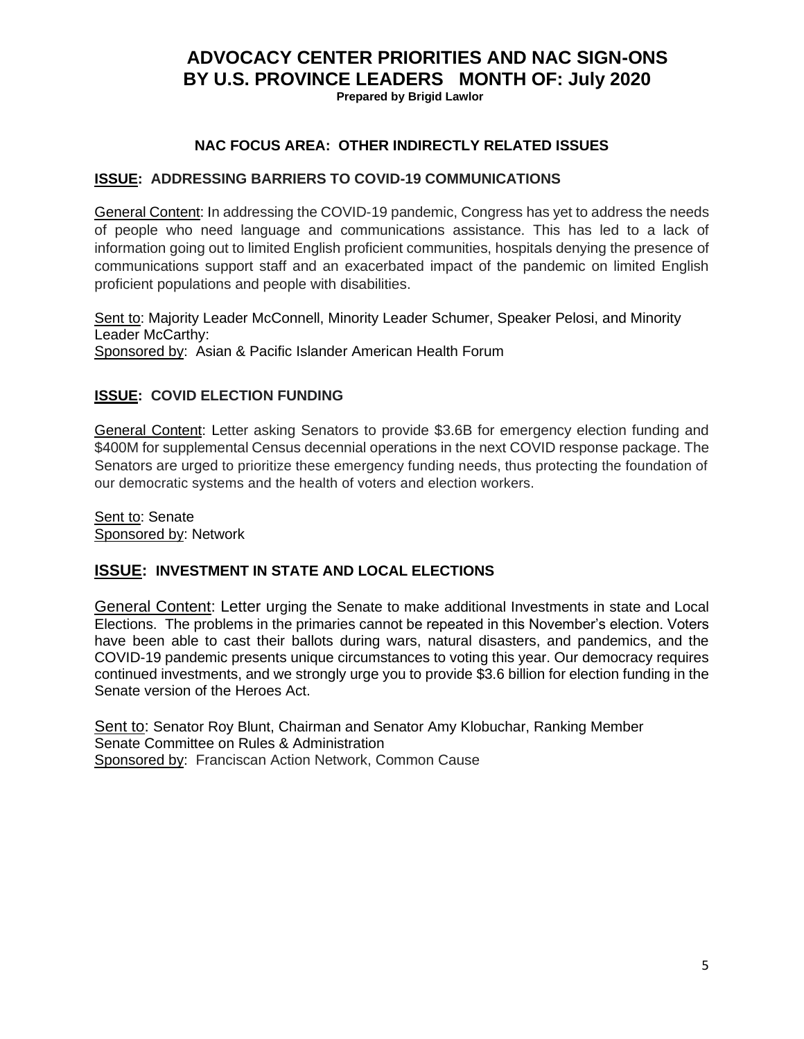# ADVOCACY CENTER PRIORITIES AND NAC SIGN-ONS BY U.S. PROVINCE LEADERS MONTH OF: July 2020

**Prepared by Brigid Lawlor**

## NAC FOCUS AREA: OTHER INDIRECTLY RELATED ISSUES

### ISSUE: ADDRESSING BARRIERS TO COVID-19 COMMUNICATIONS

General Content: In addressing the COVID-19 pandemic, Congress has yet to address the needs of people who need language and communications assistance. This has led to a lack of information going out to limited English proficient communities, hospitals denying the presence of communications support staff and an exacerbated impact of the pandemic on limited English proficient populations and people with disabilities.

Sent to: Majority Leader McConnell, Minority Leader Schumer, Speaker Pelosi, and Minority Leader McCarthy:
Sponsored by: Asian & Pacific Islander American Health Forum

### ISSUE: COVID ELECTION FUNDING

General Content: Letter asking Senators to provide \$3.6B for emergency election funding and \$400M for supplemental Census decennial operations in the next COVID response package. The Senators are urged to prioritize these emergency funding needs, thus protecting the foundation of our democratic systems and the health of voters and election workers.

Sent to: Senate
Sponsored by: Network

### ISSUE: INVESTMENT IN STATE AND LOCAL ELECTIONS

General Content: Letter urging the Senate to make additional Investments in state and Local Elections. The problems in the primaries cannot be repeated in this November's election. Voters have been able to cast their ballots during wars, natural disasters, and pandemics, and the COVID-19 pandemic presents unique circumstances to voting this year. Our democracy requires continued investments, and we strongly urge you to provide \$3.6 billion for election funding in the Senate version of the Heroes Act.

Sent to: Senator Roy Blunt, Chairman and Senator Amy Klobuchar, Ranking Member
Senate Committee on Rules & Administration
Sponsored by: Franciscan Action Network, Common Cause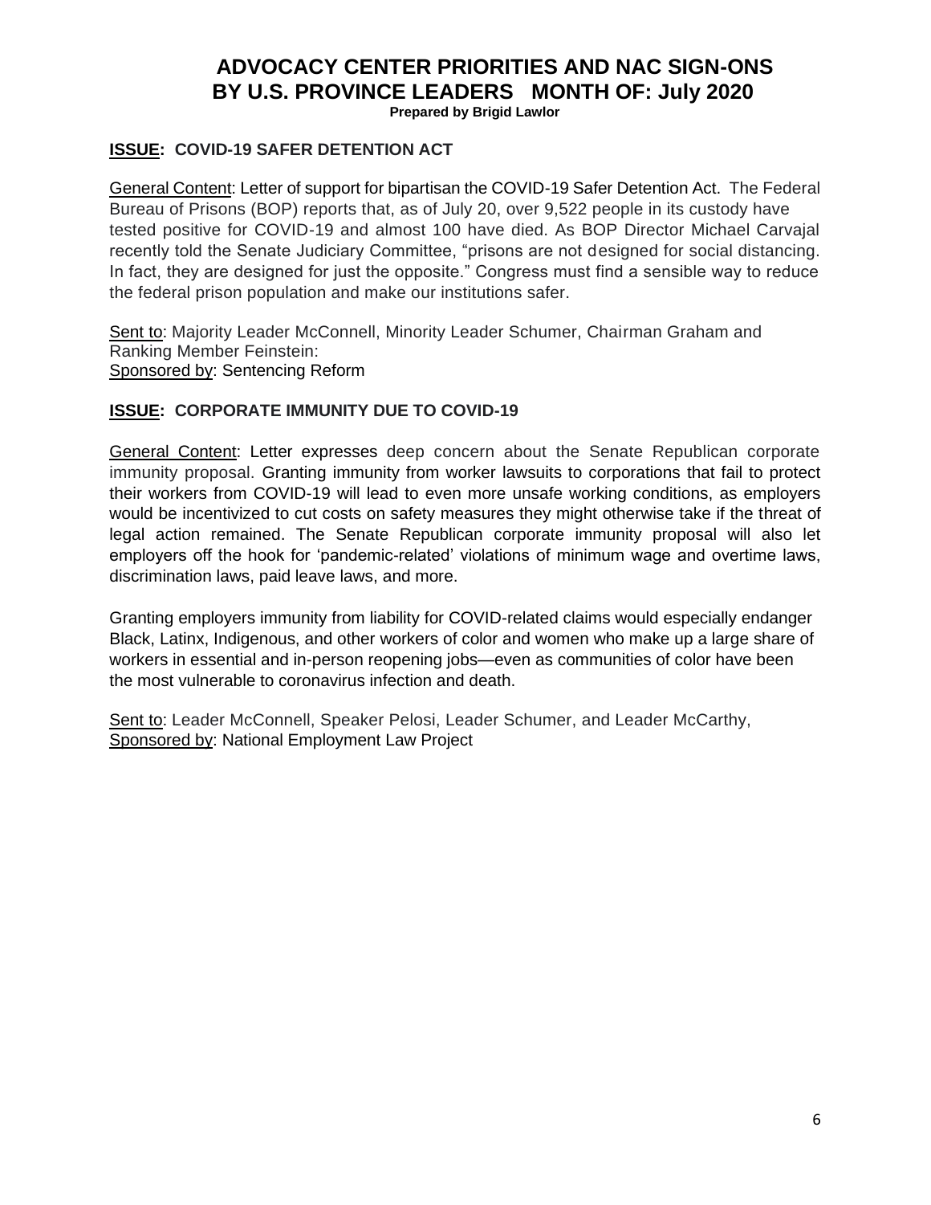# ADVOCACY CENTER PRIORITIES AND NAC SIGN-ONS BY U.S. PROVINCE LEADERS MONTH OF: July 2020

**Prepared by Brigid Lawlor**

## ISSUE: COVID-19 SAFER DETENTION ACT

General Content: Letter of support for bipartisan the COVID-19 Safer Detention Act. The Federal Bureau of Prisons (BOP) reports that, as of July 20, over 9,522 people in its custody have tested positive for COVID-19 and almost 100 have died. As BOP Director Michael Carvajal recently told the Senate Judiciary Committee, "prisons are not designed for social distancing. In fact, they are designed for just the opposite." Congress must find a sensible way to reduce the federal prison population and make our institutions safer.

Sent to: Majority Leader McConnell, Minority Leader Schumer, Chairman Graham and Ranking Member Feinstein:
Sponsored by: Sentencing Reform

## ISSUE: CORPORATE IMMUNITY DUE TO COVID-19

General Content: Letter expresses deep concern about the Senate Republican corporate immunity proposal. Granting immunity from worker lawsuits to corporations that fail to protect their workers from COVID-19 will lead to even more unsafe working conditions, as employers would be incentivized to cut costs on safety measures they might otherwise take if the threat of legal action remained. The Senate Republican corporate immunity proposal will also let employers off the hook for 'pandemic-related' violations of minimum wage and overtime laws, discrimination laws, paid leave laws, and more.

Granting employers immunity from liability for COVID-related claims would especially endanger Black, Latinx, Indigenous, and other workers of color and women who make up a large share of workers in essential and in-person reopening jobs—even as communities of color have been the most vulnerable to coronavirus infection and death.

Sent to: Leader McConnell, Speaker Pelosi, Leader Schumer, and Leader McCarthy,
Sponsored by: National Employment Law Project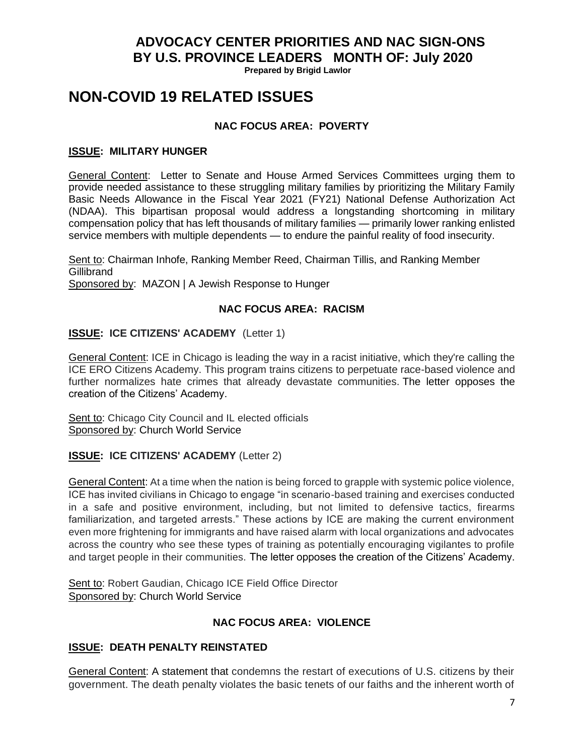# ADVOCACY CENTER PRIORITIES AND NAC SIGN-ONS BY U.S. PROVINCE LEADERS MONTH OF: July 2020

**Prepared by Brigid Lawlor**

# NON-COVID 19 RELATED ISSUES

### NAC FOCUS AREA: POVERTY

**ISSUE: MILITARY HUNGER**

General Content: Letter to Senate and House Armed Services Committees urging them to provide needed assistance to these struggling military families by prioritizing the Military Family Basic Needs Allowance in the Fiscal Year 2021 (FY21) National Defense Authorization Act (NDAA). This bipartisan proposal would address a longstanding shortcoming in military compensation policy that has left thousands of military families — primarily lower ranking enlisted service members with multiple dependents — to endure the painful reality of food insecurity.

Sent to: Chairman Inhofe, Ranking Member Reed, Chairman Tillis, and Ranking Member Gillibrand
Sponsored by: MAZON | A Jewish Response to Hunger

### NAC FOCUS AREA: RACISM

**ISSUE: ICE CITIZENS' ACADEMY** (Letter 1)

General Content: ICE in Chicago is leading the way in a racist initiative, which they're calling the ICE ERO Citizens Academy. This program trains citizens to perpetuate race-based violence and further normalizes hate crimes that already devastate communities. The letter opposes the creation of the Citizens' Academy.

Sent to: Chicago City Council and IL elected officials
Sponsored by: Church World Service

**ISSUE: ICE CITIZENS' ACADEMY** (Letter 2)

General Content: At a time when the nation is being forced to grapple with systemic police violence, ICE has invited civilians in Chicago to engage "in scenario-based training and exercises conducted in a safe and positive environment, including, but not limited to defensive tactics, firearms familiarization, and targeted arrests." These actions by ICE are making the current environment even more frightening for immigrants and have raised alarm with local organizations and advocates across the country who see these types of training as potentially encouraging vigilantes to profile and target people in their communities. The letter opposes the creation of the Citizens' Academy.

Sent to: Robert Gaudian, Chicago ICE Field Office Director
Sponsored by: Church World Service

### NAC FOCUS AREA: VIOLENCE

**ISSUE: DEATH PENALTY REINSTATED**

General Content: A statement that condemns the restart of executions of U.S. citizens by their government. The death penalty violates the basic tenets of our faiths and the inherent worth of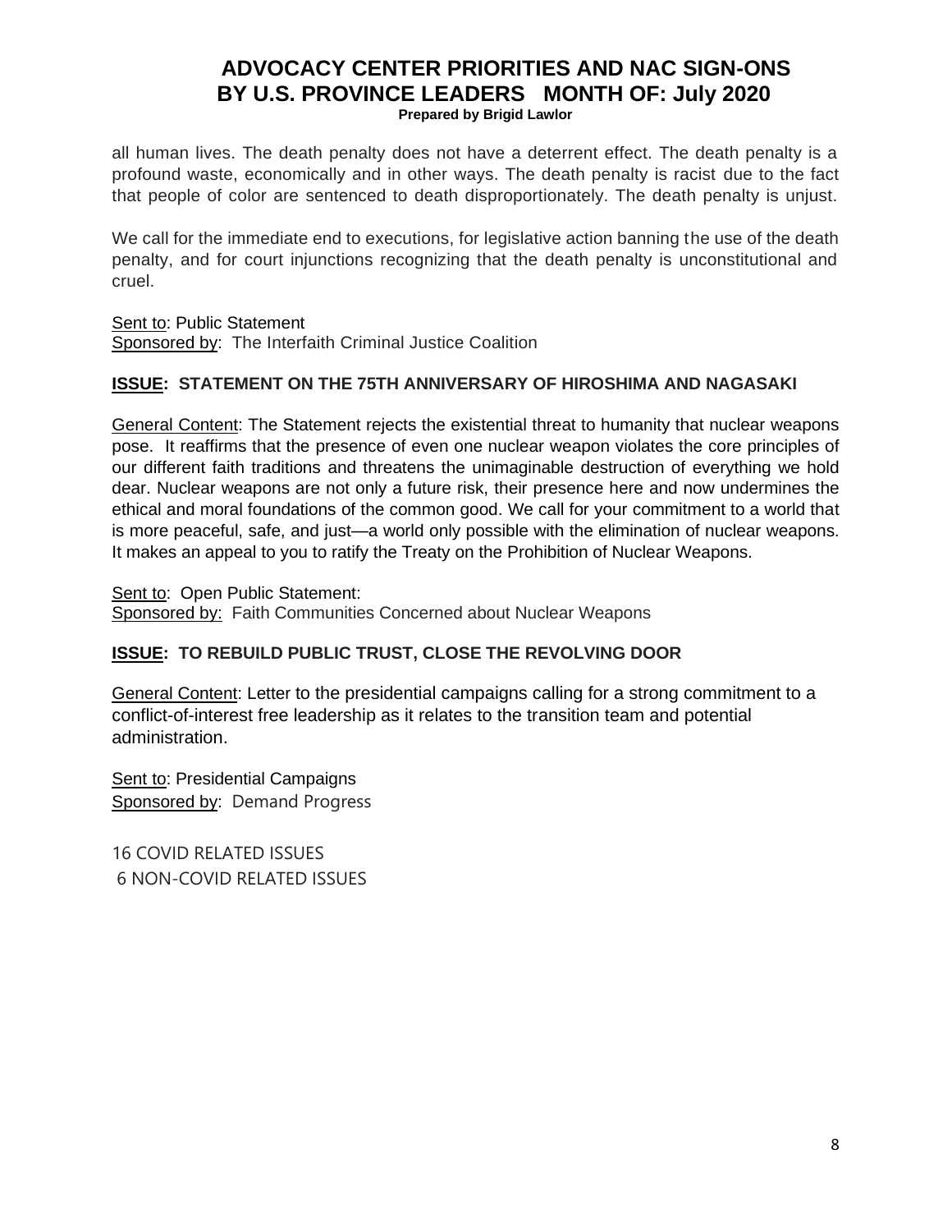all human lives. The death penalty does not have a deterrent effect. The death penalty is a profound waste, economically and in other ways. The death penalty is racist due to the fact that people of color are sentenced to death disproportionately. The death penalty is unjust.

We call for the immediate end to executions, for legislative action banning the use of the death penalty, and for court injunctions recognizing that the death penalty is unconstitutional and cruel.

Sent to: Public Statement
Sponsored by: The Interfaith Criminal Justice Coalition

**ISSUE: STATEMENT ON THE 75TH ANNIVERSARY OF HIROSHIMA AND NAGASAKI**

General Content: The Statement rejects the existential threat to humanity that nuclear weapons pose. It reaffirms that the presence of even one nuclear weapon violates the core principles of our different faith traditions and threatens the unimaginable destruction of everything we hold dear. Nuclear weapons are not only a future risk, their presence here and now undermines the ethical and moral foundations of the common good. We call for your commitment to a world that is more peaceful, safe, and just—a world only possible with the elimination of nuclear weapons. It makes an appeal to you to ratify the Treaty on the Prohibition of Nuclear Weapons.

Sent to: Open Public Statement:
Sponsored by: Faith Communities Concerned about Nuclear Weapons

**ISSUE: TO REBUILD PUBLIC TRUST, CLOSE THE REVOLVING DOOR**

General Content: Letter to the presidential campaigns calling for a strong commitment to a conflict-of-interest free leadership as it relates to the transition team and potential administration.

Sent to: Presidential Campaigns
Sponsored by: Demand Progress

16 COVID RELATED ISSUES
6 NON-COVID RELATED ISSUES